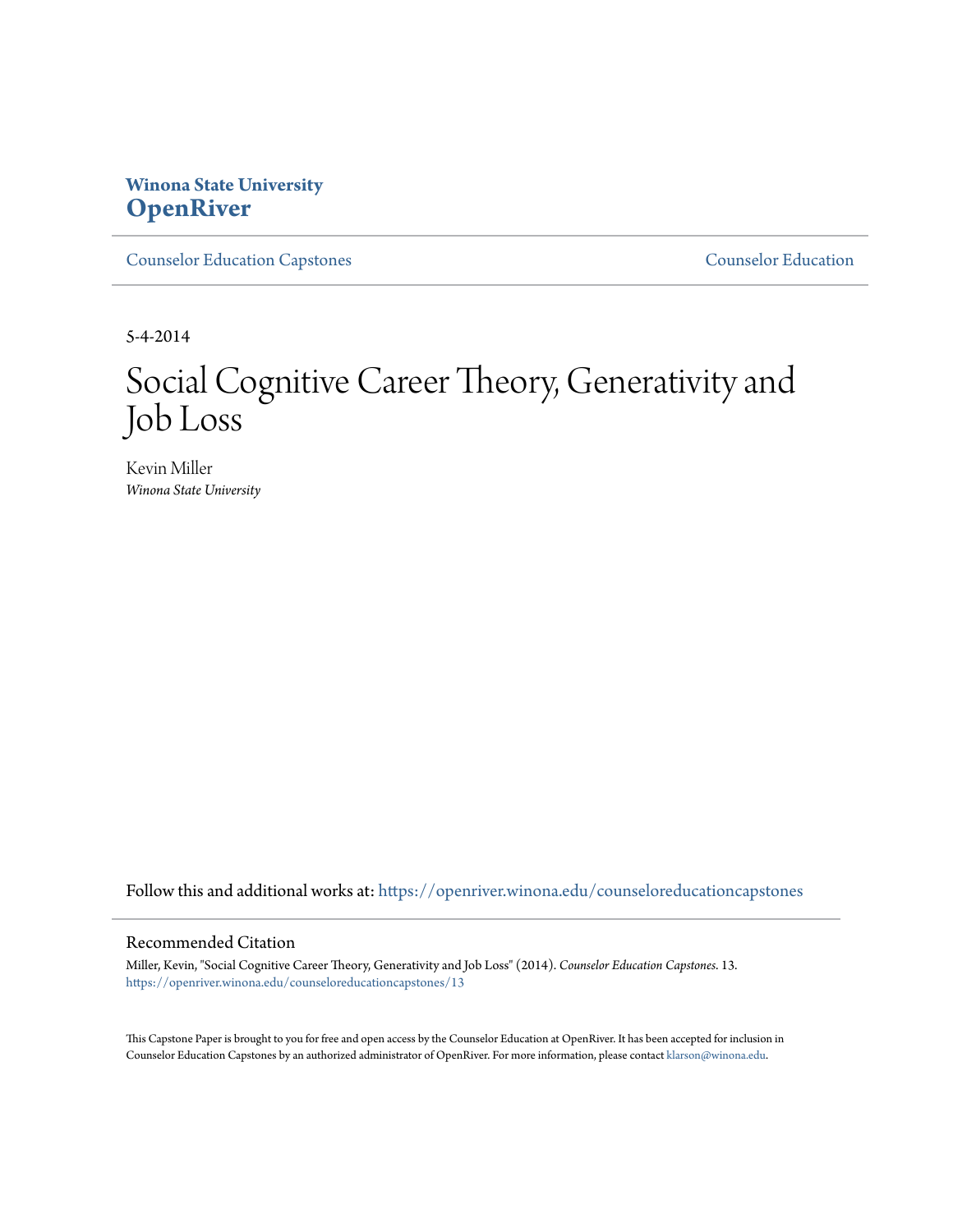Winona State University
**OpenRiver**

Counselor Education Capstones — Counselor Education

5-4-2014

# Social Cognitive Career Theory, Generativity and Job Loss

Kevin Miller
*Winona State University*

Follow this and additional works at: https://openriver.winona.edu/counseloreducationcapstones

## Recommended Citation

Miller, Kevin, "Social Cognitive Career Theory, Generativity and Job Loss" (2014). *Counselor Education Capstones*. 13.
https://openriver.winona.edu/counseloreducationcapstones/13

This Capstone Paper is brought to you for free and open access by the Counselor Education at OpenRiver. It has been accepted for inclusion in Counselor Education Capstones by an authorized administrator of OpenRiver. For more information, please contact klarson@winona.edu.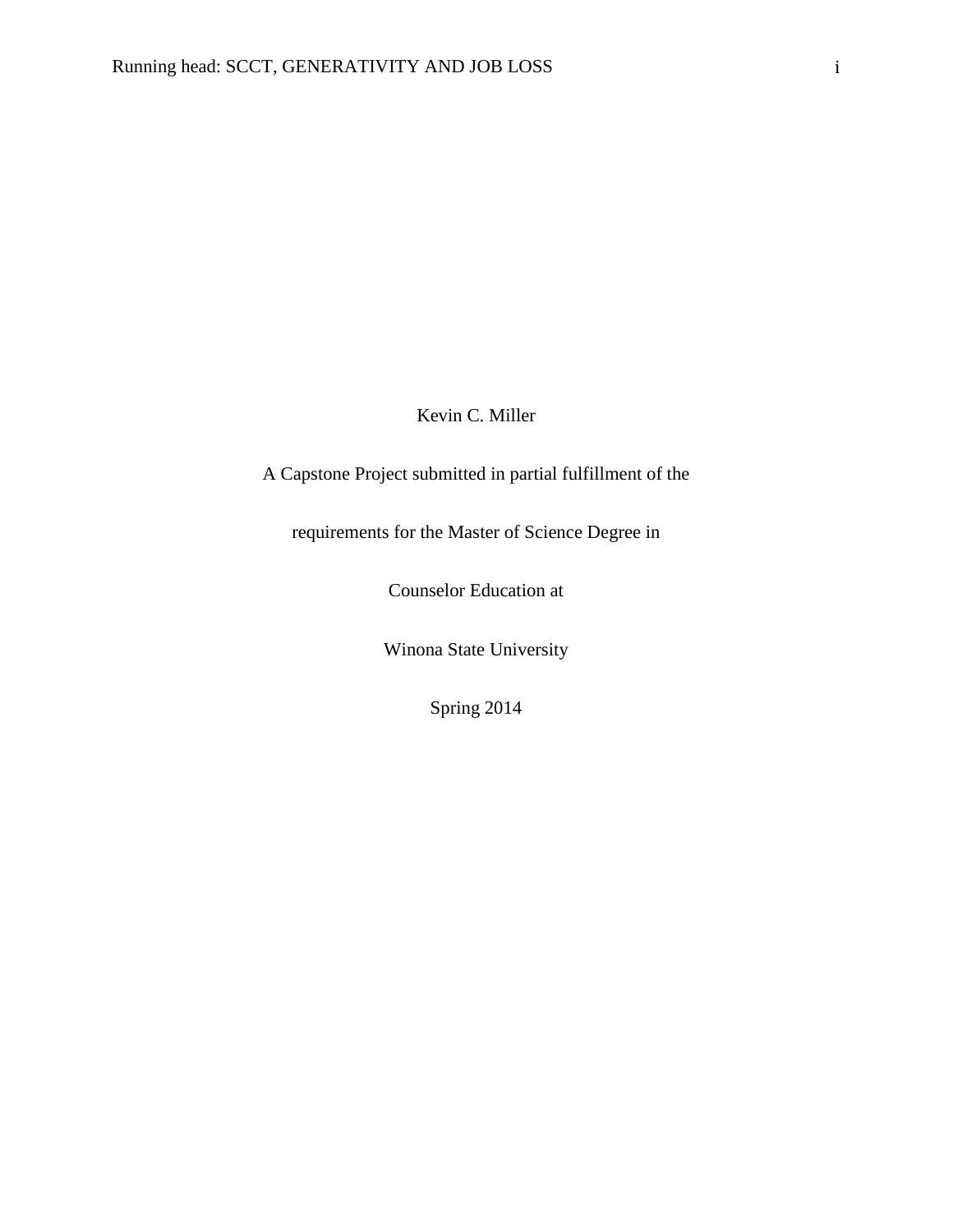Kevin C. Miller

A Capstone Project submitted in partial fulfillment of the

requirements for the Master of Science Degree in

Counselor Education at

Winona State University

Spring 2014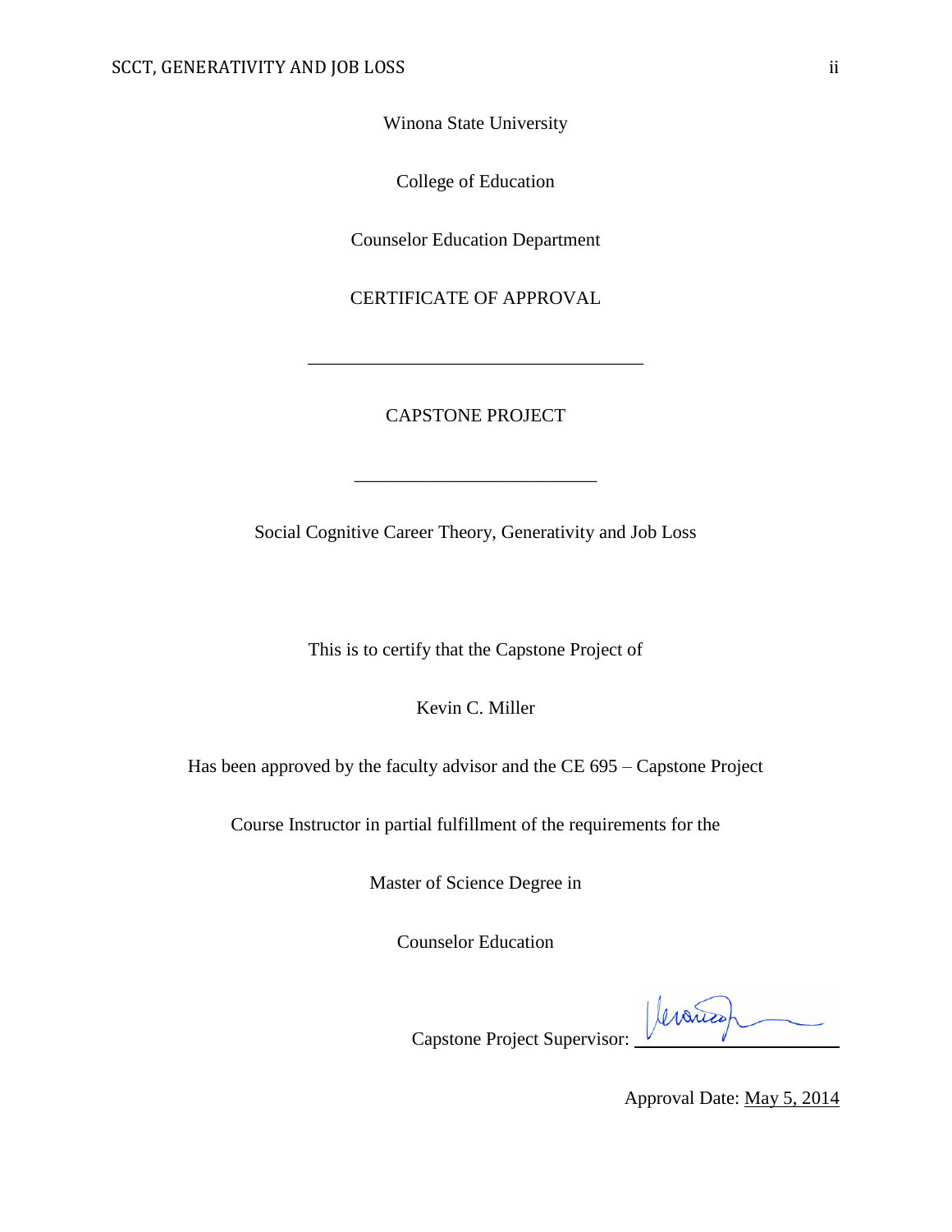Winona State University

College of Education

Counselor Education Department

CERTIFICATE OF APPROVAL

---

CAPSTONE PROJECT

---

Social Cognitive Career Theory, Generativity and Job Loss

This is to certify that the Capstone Project of

Kevin C. Miller

Has been approved by the faculty advisor and the CE 695 – Capstone Project

Course Instructor in partial fulfillment of the requirements for the

Master of Science Degree in

Counselor Education

Capstone Project Supervisor: ____________________

Approval Date: May 5, 2014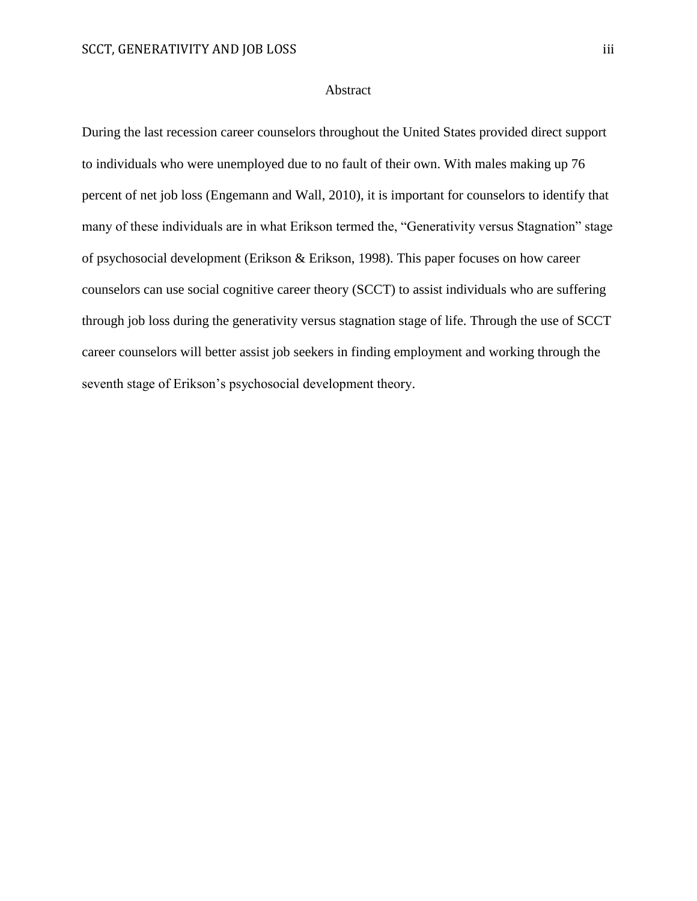# Abstract

During the last recession career counselors throughout the United States provided direct support to individuals who were unemployed due to no fault of their own. With males making up 76 percent of net job loss (Engemann and Wall, 2010), it is important for counselors to identify that many of these individuals are in what Erikson termed the, “Generativity versus Stagnation” stage of psychosocial development (Erikson & Erikson, 1998). This paper focuses on how career counselors can use social cognitive career theory (SCCT) to assist individuals who are suffering through job loss during the generativity versus stagnation stage of life. Through the use of SCCT career counselors will better assist job seekers in finding employment and working through the seventh stage of Erikson’s psychosocial development theory.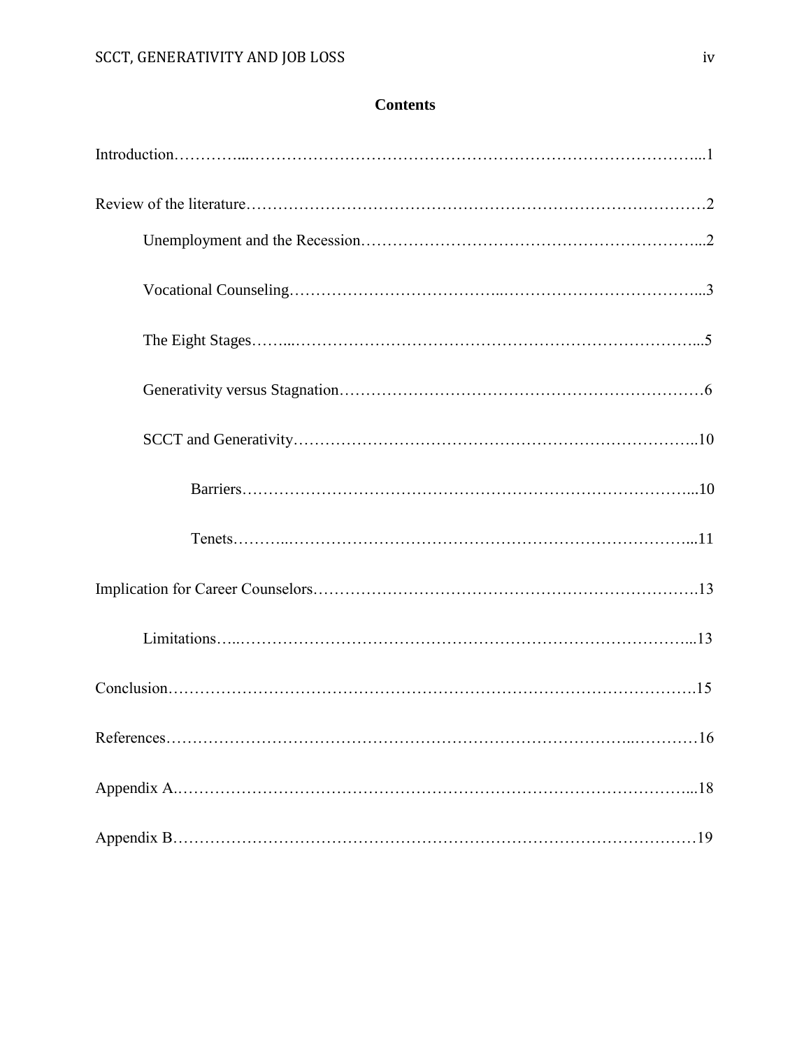# Contents

Introduction…………...…………………………………………………………………………...1

Review of the literature……………………………………………………………………………2

- Unemployment and the Recession………………………………………………………...2
- Vocational Counseling…………………………………..………………………………...3
- The Eight Stages……...…………………………………………………………………...5
- Generativity versus Stagnation……………………………………………………………6
- SCCT and Generativity…………………………………………………………………..10
  - Barriers…………………………………………………………………………...10
  - Tenets………..…………………………………………………………………...11

Implication for Career Counselors……………………………………………………………….13

- Limitations…..…………………………………………………………………………...13

Conclusion……………………………………………………………………………………….15

References………………………………………………………………………...………16

Appendix A.……………………………………………………………………………………...18

Appendix B………………………………………………………………………………………19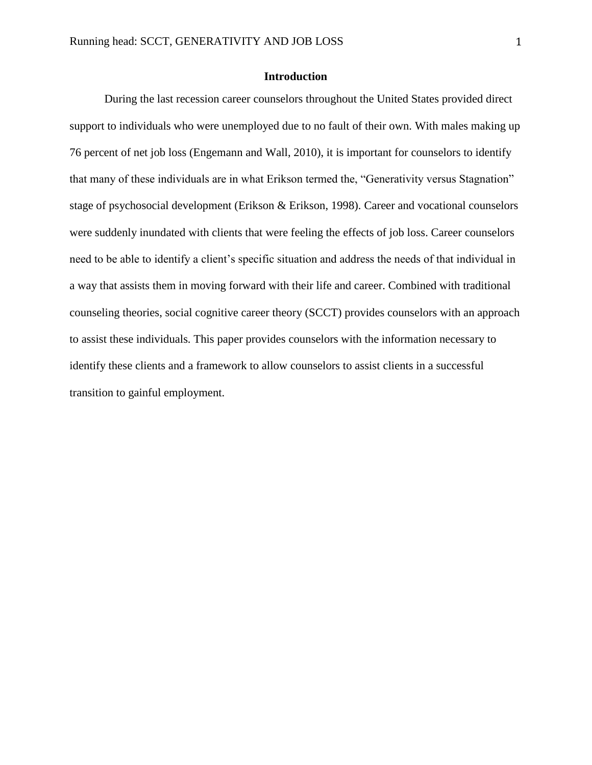## Introduction

During the last recession career counselors throughout the United States provided direct support to individuals who were unemployed due to no fault of their own. With males making up 76 percent of net job loss (Engemann and Wall, 2010), it is important for counselors to identify that many of these individuals are in what Erikson termed the, "Generativity versus Stagnation" stage of psychosocial development (Erikson & Erikson, 1998). Career and vocational counselors were suddenly inundated with clients that were feeling the effects of job loss. Career counselors need to be able to identify a client's specific situation and address the needs of that individual in a way that assists them in moving forward with their life and career. Combined with traditional counseling theories, social cognitive career theory (SCCT) provides counselors with an approach to assist these individuals. This paper provides counselors with the information necessary to identify these clients and a framework to allow counselors to assist clients in a successful transition to gainful employment.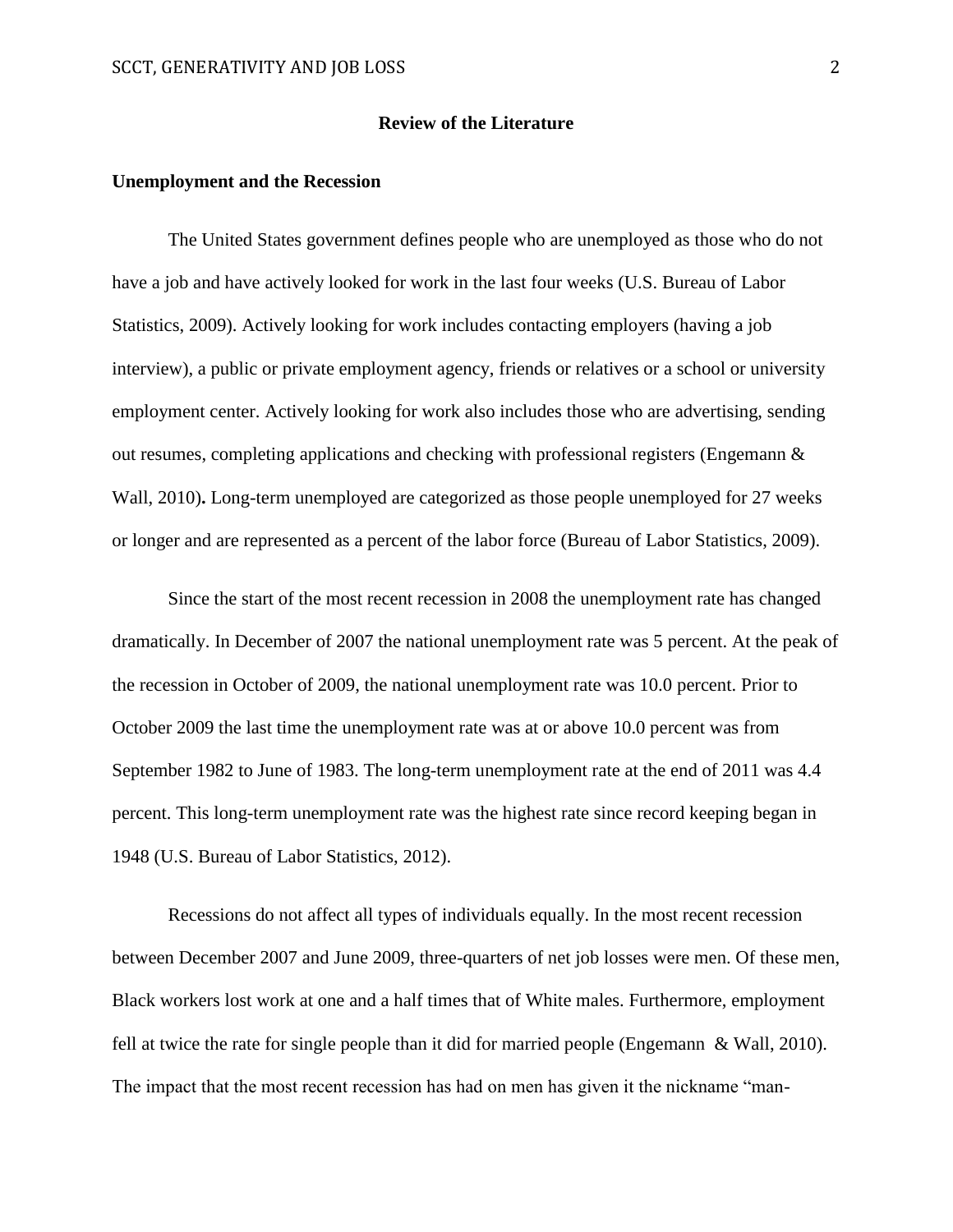## Review of the Literature

### Unemployment and the Recession

The United States government defines people who are unemployed as those who do not have a job and have actively looked for work in the last four weeks (U.S. Bureau of Labor Statistics, 2009). Actively looking for work includes contacting employers (having a job interview), a public or private employment agency, friends or relatives or a school or university employment center. Actively looking for work also includes those who are advertising, sending out resumes, completing applications and checking with professional registers (Engemann & Wall, 2010). Long-term unemployed are categorized as those people unemployed for 27 weeks or longer and are represented as a percent of the labor force (Bureau of Labor Statistics, 2009).

Since the start of the most recent recession in 2008 the unemployment rate has changed dramatically. In December of 2007 the national unemployment rate was 5 percent. At the peak of the recession in October of 2009, the national unemployment rate was 10.0 percent. Prior to October 2009 the last time the unemployment rate was at or above 10.0 percent was from September 1982 to June of 1983. The long-term unemployment rate at the end of 2011 was 4.4 percent. This long-term unemployment rate was the highest rate since record keeping began in 1948 (U.S. Bureau of Labor Statistics, 2012).

Recessions do not affect all types of individuals equally. In the most recent recession between December 2007 and June 2009, three-quarters of net job losses were men. Of these men, Black workers lost work at one and a half times that of White males. Furthermore, employment fell at twice the rate for single people than it did for married people (Engemann & Wall, 2010). The impact that the most recent recession has had on men has given it the nickname "man-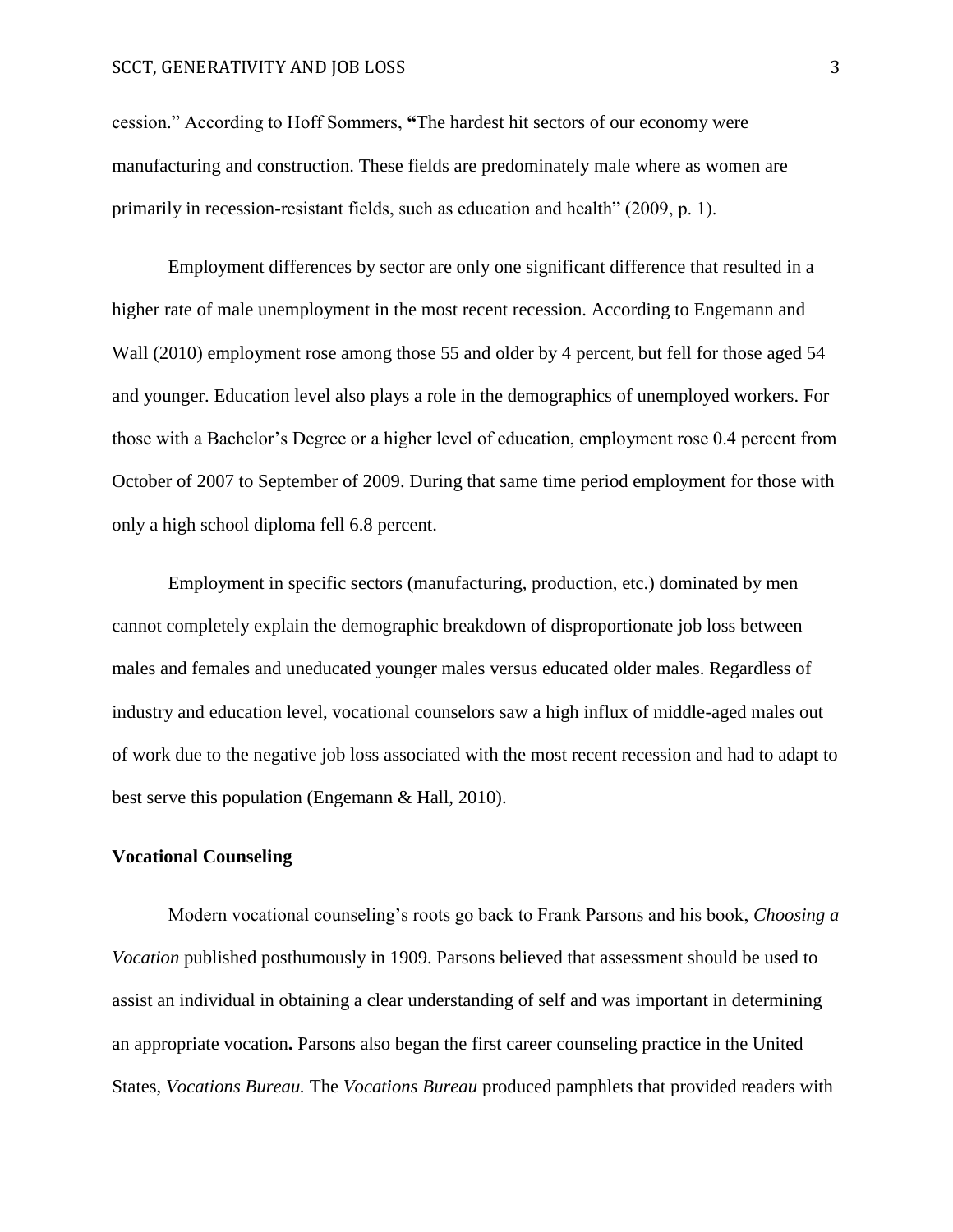cession." According to Hoff Sommers, "The hardest hit sectors of our economy were manufacturing and construction. These fields are predominately male where as women are primarily in recession-resistant fields, such as education and health" (2009, p. 1).

Employment differences by sector are only one significant difference that resulted in a higher rate of male unemployment in the most recent recession. According to Engemann and Wall (2010) employment rose among those 55 and older by 4 percent, but fell for those aged 54 and younger. Education level also plays a role in the demographics of unemployed workers. For those with a Bachelor's Degree or a higher level of education, employment rose 0.4 percent from October of 2007 to September of 2009. During that same time period employment for those with only a high school diploma fell 6.8 percent.

Employment in specific sectors (manufacturing, production, etc.) dominated by men cannot completely explain the demographic breakdown of disproportionate job loss between males and females and uneducated younger males versus educated older males. Regardless of industry and education level, vocational counselors saw a high influx of middle-aged males out of work due to the negative job loss associated with the most recent recession and had to adapt to best serve this population (Engemann & Hall, 2010).

**Vocational Counseling**

Modern vocational counseling's roots go back to Frank Parsons and his book, *Choosing a Vocation* published posthumously in 1909. Parsons believed that assessment should be used to assist an individual in obtaining a clear understanding of self and was important in determining an appropriate vocation. Parsons also began the first career counseling practice in the United States, *Vocations Bureau.* The *Vocations Bureau* produced pamphlets that provided readers with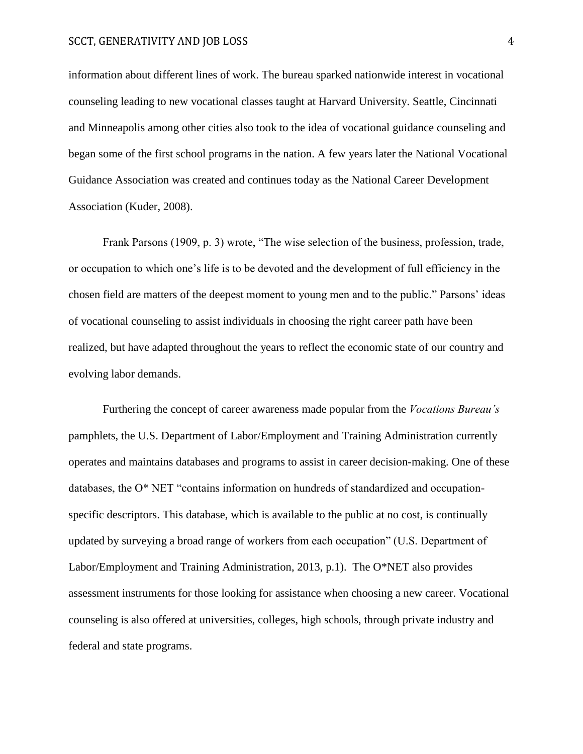information about different lines of work. The bureau sparked nationwide interest in vocational counseling leading to new vocational classes taught at Harvard University. Seattle, Cincinnati and Minneapolis among other cities also took to the idea of vocational guidance counseling and began some of the first school programs in the nation. A few years later the National Vocational Guidance Association was created and continues today as the National Career Development Association (Kuder, 2008).

Frank Parsons (1909, p. 3) wrote, “The wise selection of the business, profession, trade, or occupation to which one’s life is to be devoted and the development of full efficiency in the chosen field are matters of the deepest moment to young men and to the public.” Parsons’ ideas of vocational counseling to assist individuals in choosing the right career path have been realized, but have adapted throughout the years to reflect the economic state of our country and evolving labor demands.

Furthering the concept of career awareness made popular from the *Vocations Bureau’s* pamphlets, the U.S. Department of Labor/Employment and Training Administration currently operates and maintains databases and programs to assist in career decision-making. One of these databases, the O* NET “contains information on hundreds of standardized and occupation-specific descriptors. This database, which is available to the public at no cost, is continually updated by surveying a broad range of workers from each occupation” (U.S. Department of Labor/Employment and Training Administration, 2013, p.1). The O*NET also provides assessment instruments for those looking for assistance when choosing a new career. Vocational counseling is also offered at universities, colleges, high schools, through private industry and federal and state programs.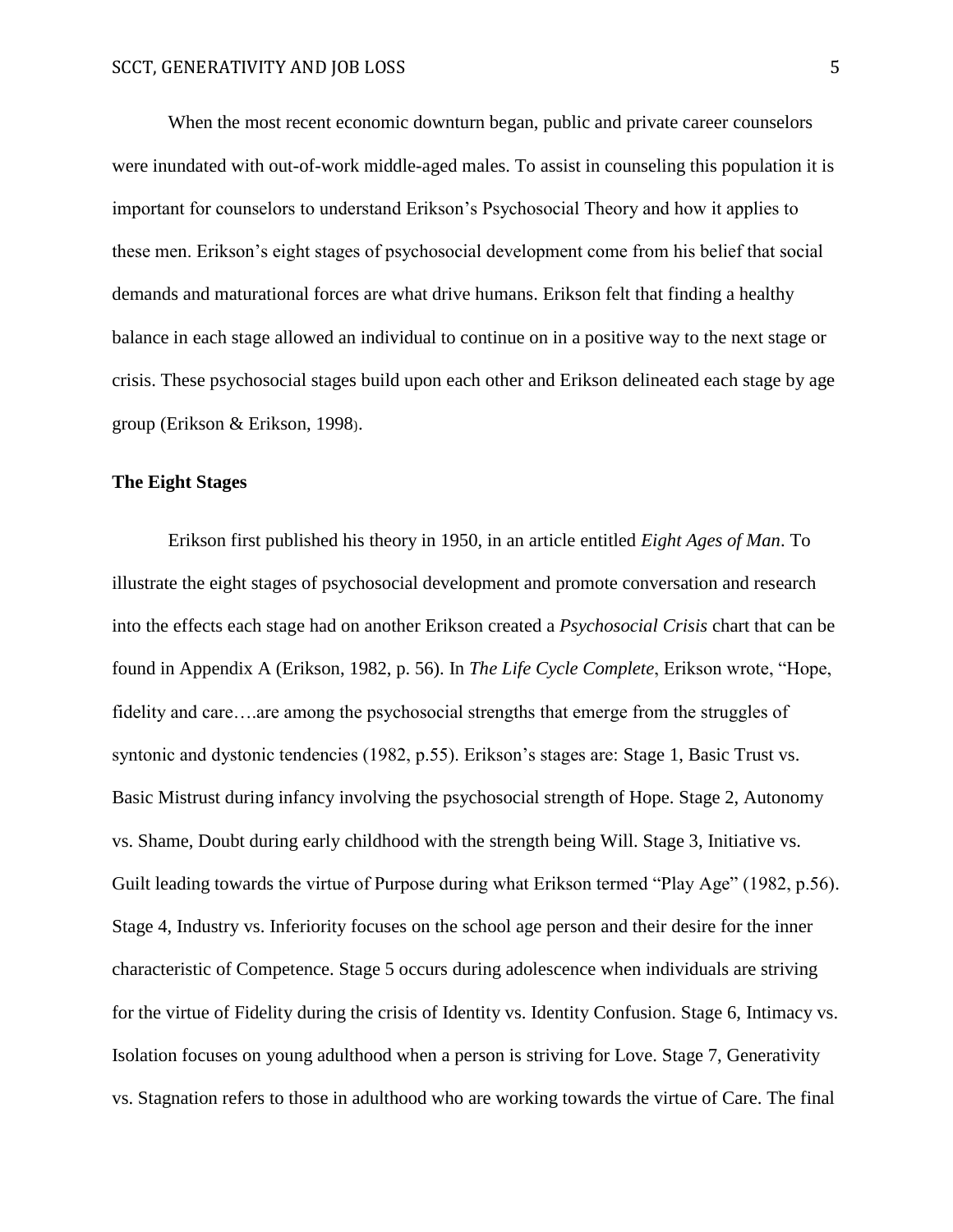When the most recent economic downturn began, public and private career counselors were inundated with out-of-work middle-aged males. To assist in counseling this population it is important for counselors to understand Erikson's Psychosocial Theory and how it applies to these men. Erikson's eight stages of psychosocial development come from his belief that social demands and maturational forces are what drive humans. Erikson felt that finding a healthy balance in each stage allowed an individual to continue on in a positive way to the next stage or crisis. These psychosocial stages build upon each other and Erikson delineated each stage by age group (Erikson & Erikson, 1998).

**The Eight Stages**

Erikson first published his theory in 1950, in an article entitled *Eight Ages of Man*. To illustrate the eight stages of psychosocial development and promote conversation and research into the effects each stage had on another Erikson created a *Psychosocial Crisis* chart that can be found in Appendix A (Erikson, 1982, p. 56). In *The Life Cycle Complete*, Erikson wrote, "Hope, fidelity and care….are among the psychosocial strengths that emerge from the struggles of syntonic and dystonic tendencies (1982, p.55). Erikson's stages are: Stage 1, Basic Trust vs. Basic Mistrust during infancy involving the psychosocial strength of Hope. Stage 2, Autonomy vs. Shame, Doubt during early childhood with the strength being Will. Stage 3, Initiative vs. Guilt leading towards the virtue of Purpose during what Erikson termed "Play Age" (1982, p.56). Stage 4, Industry vs. Inferiority focuses on the school age person and their desire for the inner characteristic of Competence. Stage 5 occurs during adolescence when individuals are striving for the virtue of Fidelity during the crisis of Identity vs. Identity Confusion. Stage 6, Intimacy vs. Isolation focuses on young adulthood when a person is striving for Love. Stage 7, Generativity vs. Stagnation refers to those in adulthood who are working towards the virtue of Care. The final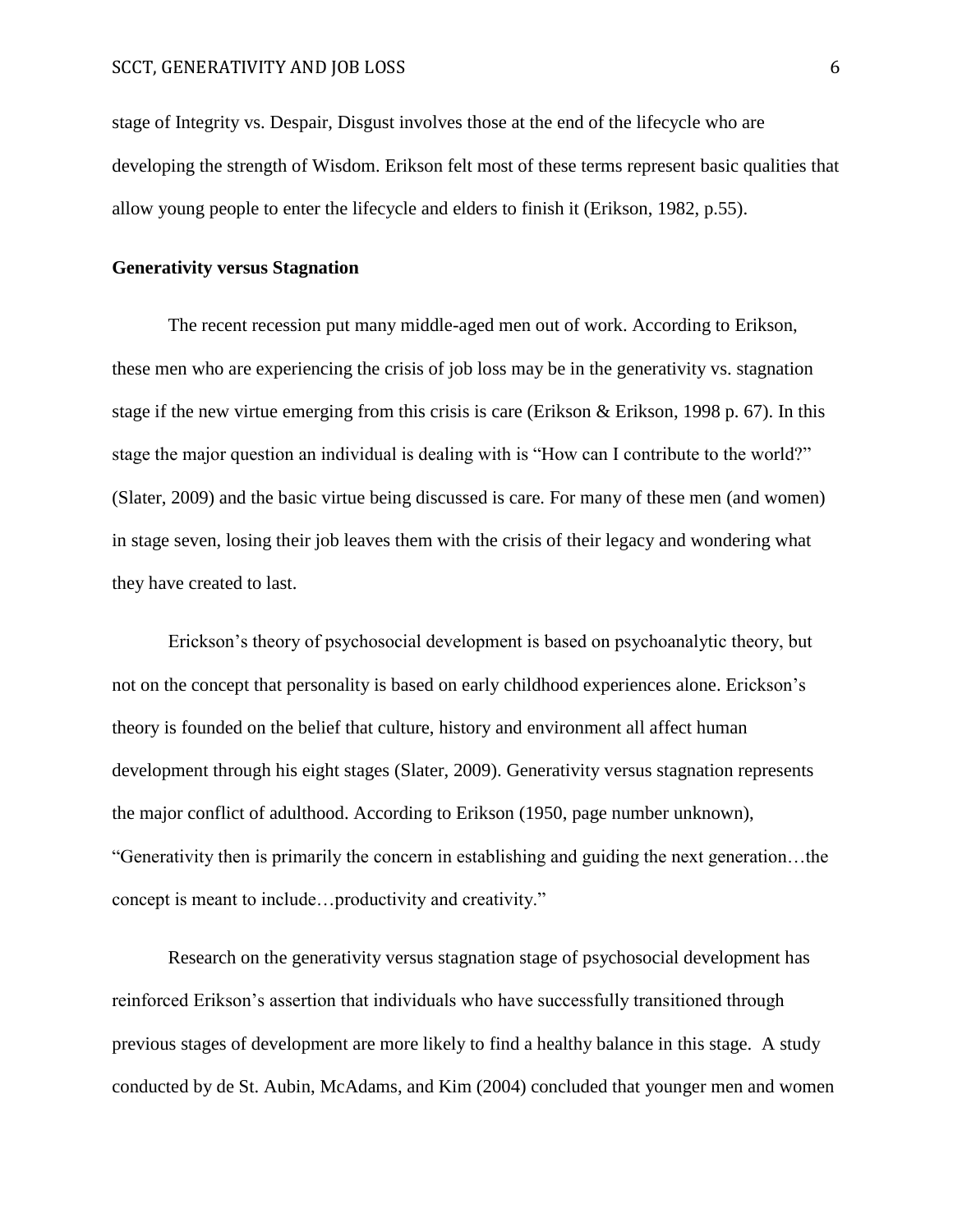stage of Integrity vs. Despair, Disgust involves those at the end of the lifecycle who are developing the strength of Wisdom. Erikson felt most of these terms represent basic qualities that allow young people to enter the lifecycle and elders to finish it (Erikson, 1982, p.55).

**Generativity versus Stagnation**

The recent recession put many middle-aged men out of work. According to Erikson, these men who are experiencing the crisis of job loss may be in the generativity vs. stagnation stage if the new virtue emerging from this crisis is care (Erikson & Erikson, 1998 p. 67). In this stage the major question an individual is dealing with is "How can I contribute to the world?" (Slater, 2009) and the basic virtue being discussed is care. For many of these men (and women) in stage seven, losing their job leaves them with the crisis of their legacy and wondering what they have created to last.

Erickson's theory of psychosocial development is based on psychoanalytic theory, but not on the concept that personality is based on early childhood experiences alone. Erickson's theory is founded on the belief that culture, history and environment all affect human development through his eight stages (Slater, 2009). Generativity versus stagnation represents the major conflict of adulthood. According to Erikson (1950, page number unknown), "Generativity then is primarily the concern in establishing and guiding the next generation…the concept is meant to include…productivity and creativity."

Research on the generativity versus stagnation stage of psychosocial development has reinforced Erikson's assertion that individuals who have successfully transitioned through previous stages of development are more likely to find a healthy balance in this stage. A study conducted by de St. Aubin, McAdams, and Kim (2004) concluded that younger men and women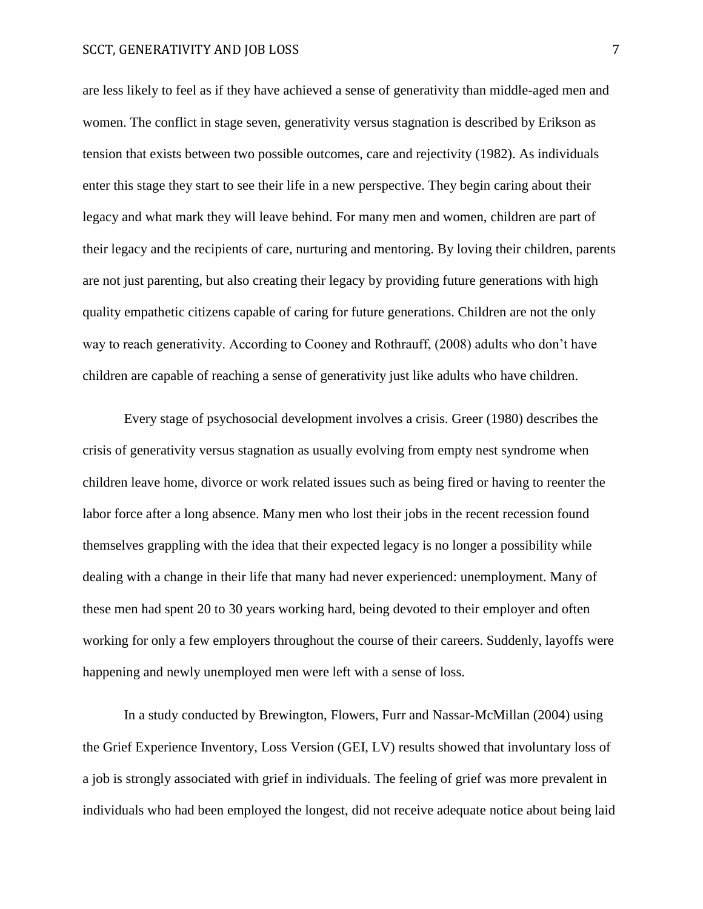are less likely to feel as if they have achieved a sense of generativity than middle-aged men and women. The conflict in stage seven, generativity versus stagnation is described by Erikson as tension that exists between two possible outcomes, care and rejectivity (1982). As individuals enter this stage they start to see their life in a new perspective. They begin caring about their legacy and what mark they will leave behind. For many men and women, children are part of their legacy and the recipients of care, nurturing and mentoring. By loving their children, parents are not just parenting, but also creating their legacy by providing future generations with high quality empathetic citizens capable of caring for future generations. Children are not the only way to reach generativity. According to Cooney and Rothrauff, (2008) adults who don't have children are capable of reaching a sense of generativity just like adults who have children.

Every stage of psychosocial development involves a crisis. Greer (1980) describes the crisis of generativity versus stagnation as usually evolving from empty nest syndrome when children leave home, divorce or work related issues such as being fired or having to reenter the labor force after a long absence. Many men who lost their jobs in the recent recession found themselves grappling with the idea that their expected legacy is no longer a possibility while dealing with a change in their life that many had never experienced: unemployment. Many of these men had spent 20 to 30 years working hard, being devoted to their employer and often working for only a few employers throughout the course of their careers. Suddenly, layoffs were happening and newly unemployed men were left with a sense of loss.

In a study conducted by Brewington, Flowers, Furr and Nassar-McMillan (2004) using the Grief Experience Inventory, Loss Version (GEI, LV) results showed that involuntary loss of a job is strongly associated with grief in individuals. The feeling of grief was more prevalent in individuals who had been employed the longest, did not receive adequate notice about being laid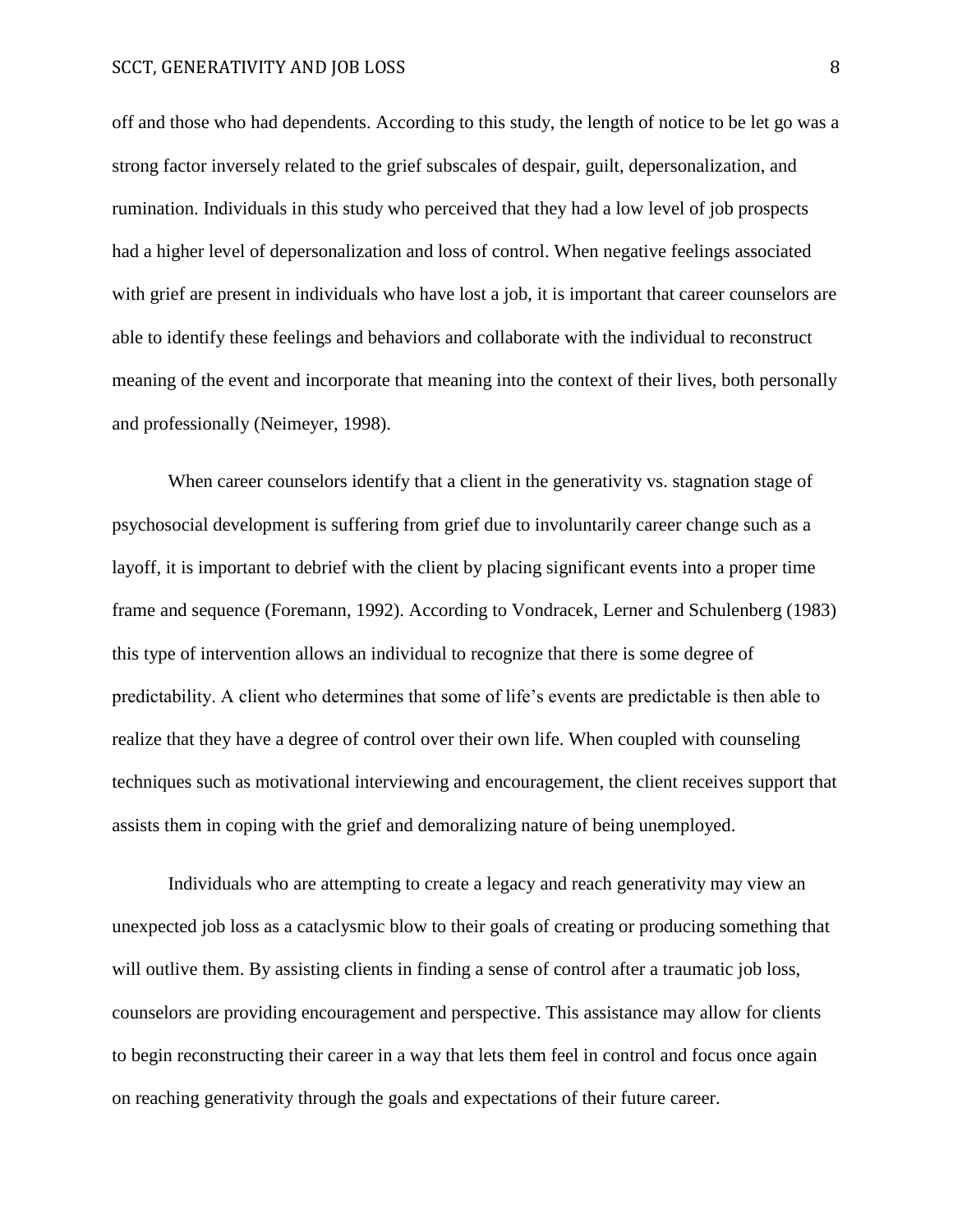off and those who had dependents. According to this study, the length of notice to be let go was a strong factor inversely related to the grief subscales of despair, guilt, depersonalization, and rumination. Individuals in this study who perceived that they had a low level of job prospects had a higher level of depersonalization and loss of control. When negative feelings associated with grief are present in individuals who have lost a job, it is important that career counselors are able to identify these feelings and behaviors and collaborate with the individual to reconstruct meaning of the event and incorporate that meaning into the context of their lives, both personally and professionally (Neimeyer, 1998).

When career counselors identify that a client in the generativity vs. stagnation stage of psychosocial development is suffering from grief due to involuntarily career change such as a layoff, it is important to debrief with the client by placing significant events into a proper time frame and sequence (Foremann, 1992). According to Vondracek, Lerner and Schulenberg (1983) this type of intervention allows an individual to recognize that there is some degree of predictability. A client who determines that some of life's events are predictable is then able to realize that they have a degree of control over their own life. When coupled with counseling techniques such as motivational interviewing and encouragement, the client receives support that assists them in coping with the grief and demoralizing nature of being unemployed.

Individuals who are attempting to create a legacy and reach generativity may view an unexpected job loss as a cataclysmic blow to their goals of creating or producing something that will outlive them. By assisting clients in finding a sense of control after a traumatic job loss, counselors are providing encouragement and perspective. This assistance may allow for clients to begin reconstructing their career in a way that lets them feel in control and focus once again on reaching generativity through the goals and expectations of their future career.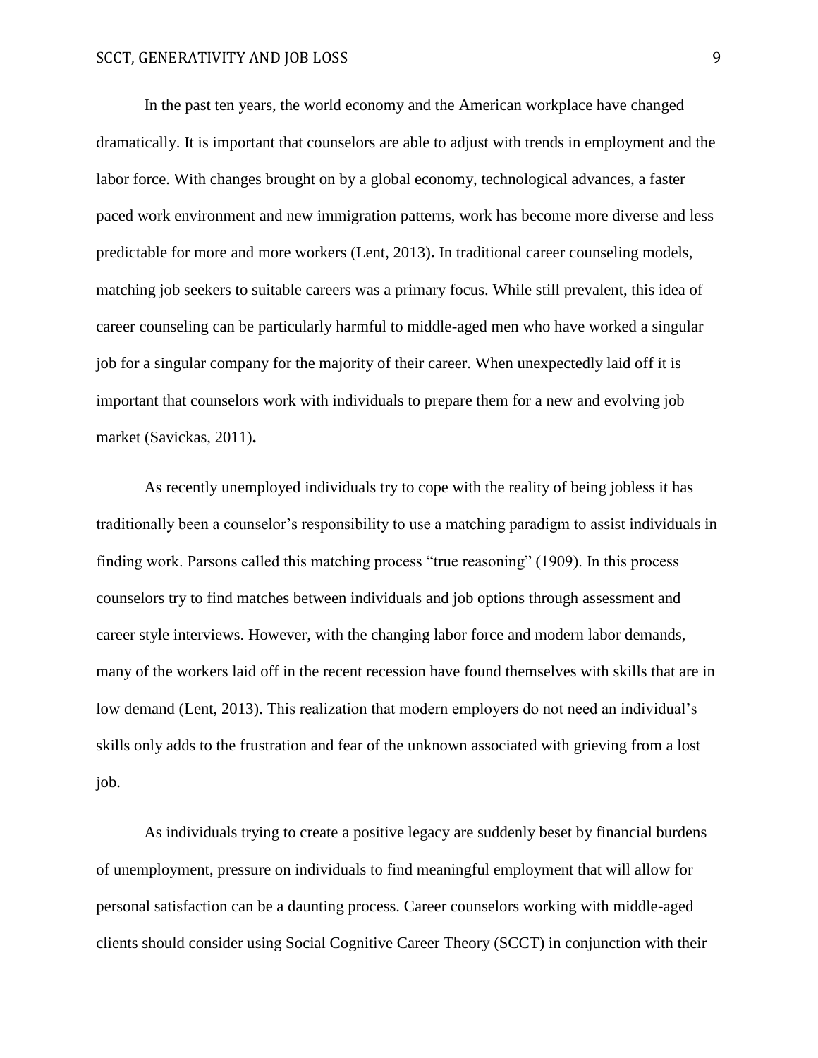In the past ten years, the world economy and the American workplace have changed dramatically. It is important that counselors are able to adjust with trends in employment and the labor force. With changes brought on by a global economy, technological advances, a faster paced work environment and new immigration patterns, work has become more diverse and less predictable for more and more workers (Lent, 2013). In traditional career counseling models, matching job seekers to suitable careers was a primary focus. While still prevalent, this idea of career counseling can be particularly harmful to middle-aged men who have worked a singular job for a singular company for the majority of their career. When unexpectedly laid off it is important that counselors work with individuals to prepare them for a new and evolving job market (Savickas, 2011).

As recently unemployed individuals try to cope with the reality of being jobless it has traditionally been a counselor's responsibility to use a matching paradigm to assist individuals in finding work. Parsons called this matching process "true reasoning" (1909). In this process counselors try to find matches between individuals and job options through assessment and career style interviews. However, with the changing labor force and modern labor demands, many of the workers laid off in the recent recession have found themselves with skills that are in low demand (Lent, 2013). This realization that modern employers do not need an individual's skills only adds to the frustration and fear of the unknown associated with grieving from a lost job.

As individuals trying to create a positive legacy are suddenly beset by financial burdens of unemployment, pressure on individuals to find meaningful employment that will allow for personal satisfaction can be a daunting process. Career counselors working with middle-aged clients should consider using Social Cognitive Career Theory (SCCT) in conjunction with their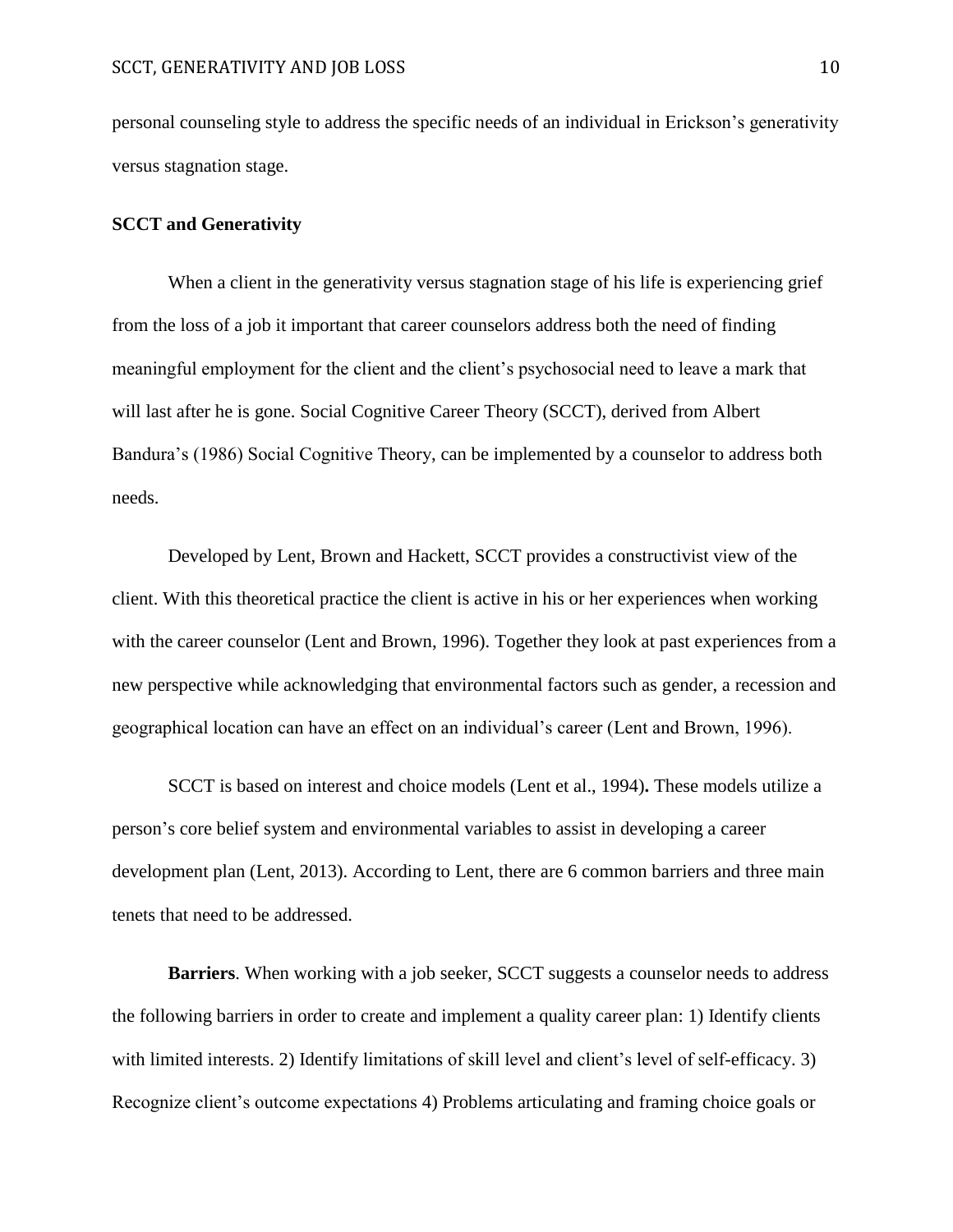personal counseling style to address the specific needs of an individual in Erickson's generativity versus stagnation stage.

## SCCT and Generativity

When a client in the generativity versus stagnation stage of his life is experiencing grief from the loss of a job it important that career counselors address both the need of finding meaningful employment for the client and the client's psychosocial need to leave a mark that will last after he is gone. Social Cognitive Career Theory (SCCT), derived from Albert Bandura's (1986) Social Cognitive Theory, can be implemented by a counselor to address both needs.

Developed by Lent, Brown and Hackett, SCCT provides a constructivist view of the client. With this theoretical practice the client is active in his or her experiences when working with the career counselor (Lent and Brown, 1996). Together they look at past experiences from a new perspective while acknowledging that environmental factors such as gender, a recession and geographical location can have an effect on an individual's career (Lent and Brown, 1996).

SCCT is based on interest and choice models (Lent et al., 1994)**.** These models utilize a person's core belief system and environmental variables to assist in developing a career development plan (Lent, 2013). According to Lent, there are 6 common barriers and three main tenets that need to be addressed.

**Barriers**. When working with a job seeker, SCCT suggests a counselor needs to address the following barriers in order to create and implement a quality career plan: 1) Identify clients with limited interests. 2) Identify limitations of skill level and client's level of self-efficacy. 3) Recognize client's outcome expectations 4) Problems articulating and framing choice goals or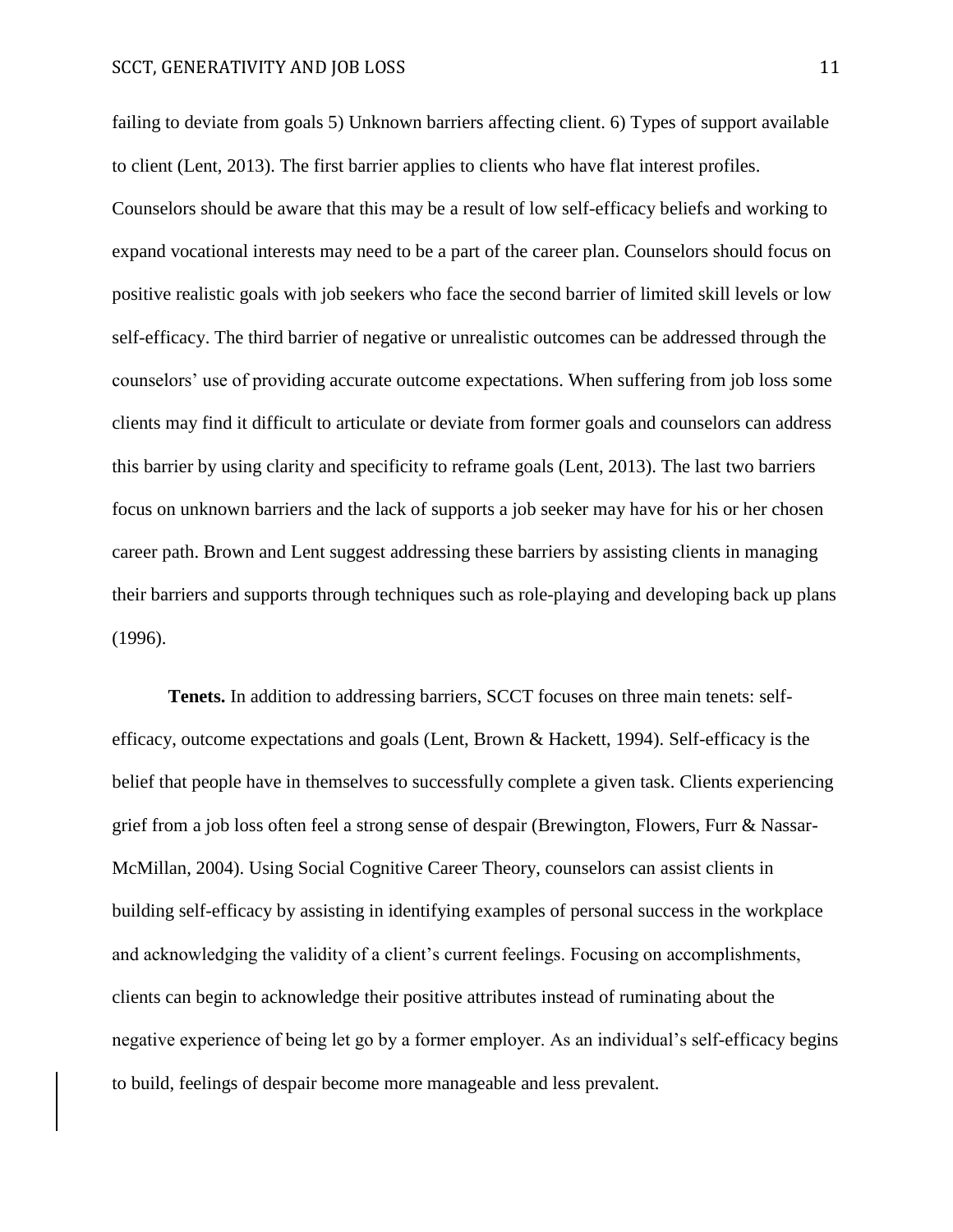failing to deviate from goals 5) Unknown barriers affecting client. 6) Types of support available to client (Lent, 2013). The first barrier applies to clients who have flat interest profiles. Counselors should be aware that this may be a result of low self-efficacy beliefs and working to expand vocational interests may need to be a part of the career plan. Counselors should focus on positive realistic goals with job seekers who face the second barrier of limited skill levels or low self-efficacy. The third barrier of negative or unrealistic outcomes can be addressed through the counselors' use of providing accurate outcome expectations. When suffering from job loss some clients may find it difficult to articulate or deviate from former goals and counselors can address this barrier by using clarity and specificity to reframe goals (Lent, 2013). The last two barriers focus on unknown barriers and the lack of supports a job seeker may have for his or her chosen career path. Brown and Lent suggest addressing these barriers by assisting clients in managing their barriers and supports through techniques such as role-playing and developing back up plans (1996).

**Tenets.** In addition to addressing barriers, SCCT focuses on three main tenets: self-efficacy, outcome expectations and goals (Lent, Brown & Hackett, 1994). Self-efficacy is the belief that people have in themselves to successfully complete a given task. Clients experiencing grief from a job loss often feel a strong sense of despair (Brewington, Flowers, Furr & Nassar-McMillan, 2004). Using Social Cognitive Career Theory, counselors can assist clients in building self-efficacy by assisting in identifying examples of personal success in the workplace and acknowledging the validity of a client's current feelings. Focusing on accomplishments, clients can begin to acknowledge their positive attributes instead of ruminating about the negative experience of being let go by a former employer. As an individual's self-efficacy begins to build, feelings of despair become more manageable and less prevalent.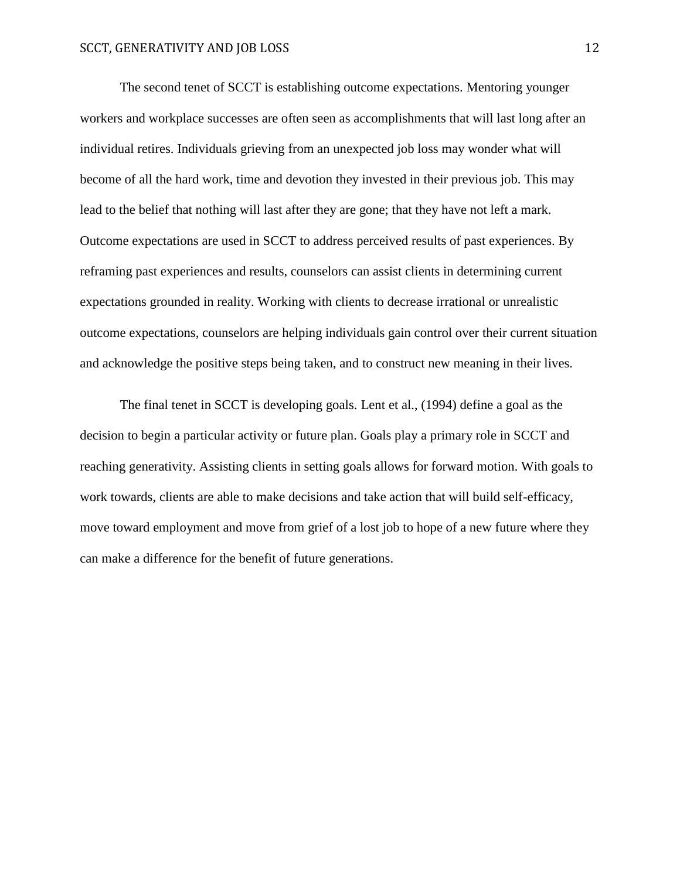The second tenet of SCCT is establishing outcome expectations. Mentoring younger workers and workplace successes are often seen as accomplishments that will last long after an individual retires. Individuals grieving from an unexpected job loss may wonder what will become of all the hard work, time and devotion they invested in their previous job. This may lead to the belief that nothing will last after they are gone; that they have not left a mark. Outcome expectations are used in SCCT to address perceived results of past experiences. By reframing past experiences and results, counselors can assist clients in determining current expectations grounded in reality. Working with clients to decrease irrational or unrealistic outcome expectations, counselors are helping individuals gain control over their current situation and acknowledge the positive steps being taken, and to construct new meaning in their lives.

The final tenet in SCCT is developing goals. Lent et al., (1994) define a goal as the decision to begin a particular activity or future plan. Goals play a primary role in SCCT and reaching generativity. Assisting clients in setting goals allows for forward motion. With goals to work towards, clients are able to make decisions and take action that will build self-efficacy, move toward employment and move from grief of a lost job to hope of a new future where they can make a difference for the benefit of future generations.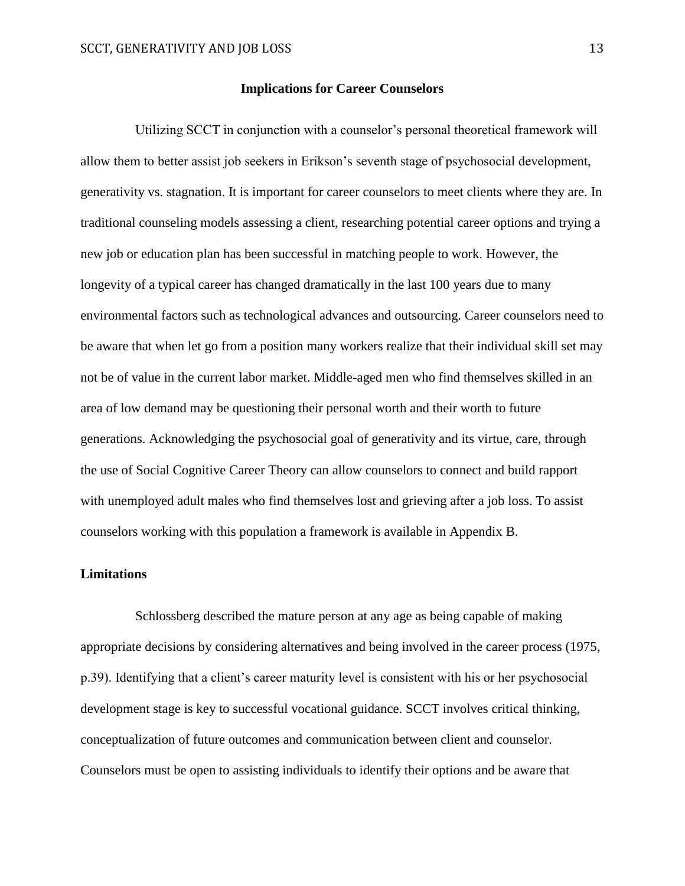## Implications for Career Counselors

Utilizing SCCT in conjunction with a counselor's personal theoretical framework will allow them to better assist job seekers in Erikson's seventh stage of psychosocial development, generativity vs. stagnation. It is important for career counselors to meet clients where they are. In traditional counseling models assessing a client, researching potential career options and trying a new job or education plan has been successful in matching people to work. However, the longevity of a typical career has changed dramatically in the last 100 years due to many environmental factors such as technological advances and outsourcing. Career counselors need to be aware that when let go from a position many workers realize that their individual skill set may not be of value in the current labor market. Middle-aged men who find themselves skilled in an area of low demand may be questioning their personal worth and their worth to future generations. Acknowledging the psychosocial goal of generativity and its virtue, care, through the use of Social Cognitive Career Theory can allow counselors to connect and build rapport with unemployed adult males who find themselves lost and grieving after a job loss. To assist counselors working with this population a framework is available in Appendix B.

### Limitations

Schlossberg described the mature person at any age as being capable of making appropriate decisions by considering alternatives and being involved in the career process (1975, p.39). Identifying that a client's career maturity level is consistent with his or her psychosocial development stage is key to successful vocational guidance. SCCT involves critical thinking, conceptualization of future outcomes and communication between client and counselor. Counselors must be open to assisting individuals to identify their options and be aware that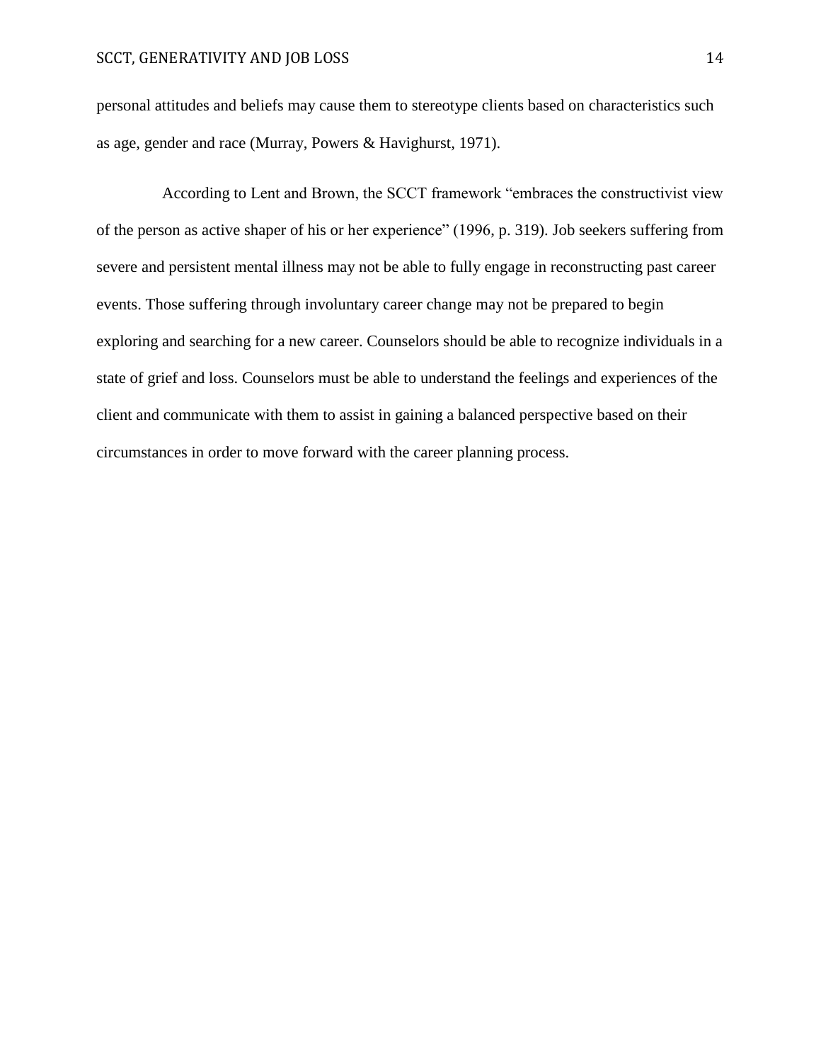personal attitudes and beliefs may cause them to stereotype clients based on characteristics such as age, gender and race (Murray, Powers & Havighurst, 1971).

According to Lent and Brown, the SCCT framework “embraces the constructivist view of the person as active shaper of his or her experience” (1996, p. 319). Job seekers suffering from severe and persistent mental illness may not be able to fully engage in reconstructing past career events. Those suffering through involuntary career change may not be prepared to begin exploring and searching for a new career. Counselors should be able to recognize individuals in a state of grief and loss. Counselors must be able to understand the feelings and experiences of the client and communicate with them to assist in gaining a balanced perspective based on their circumstances in order to move forward with the career planning process.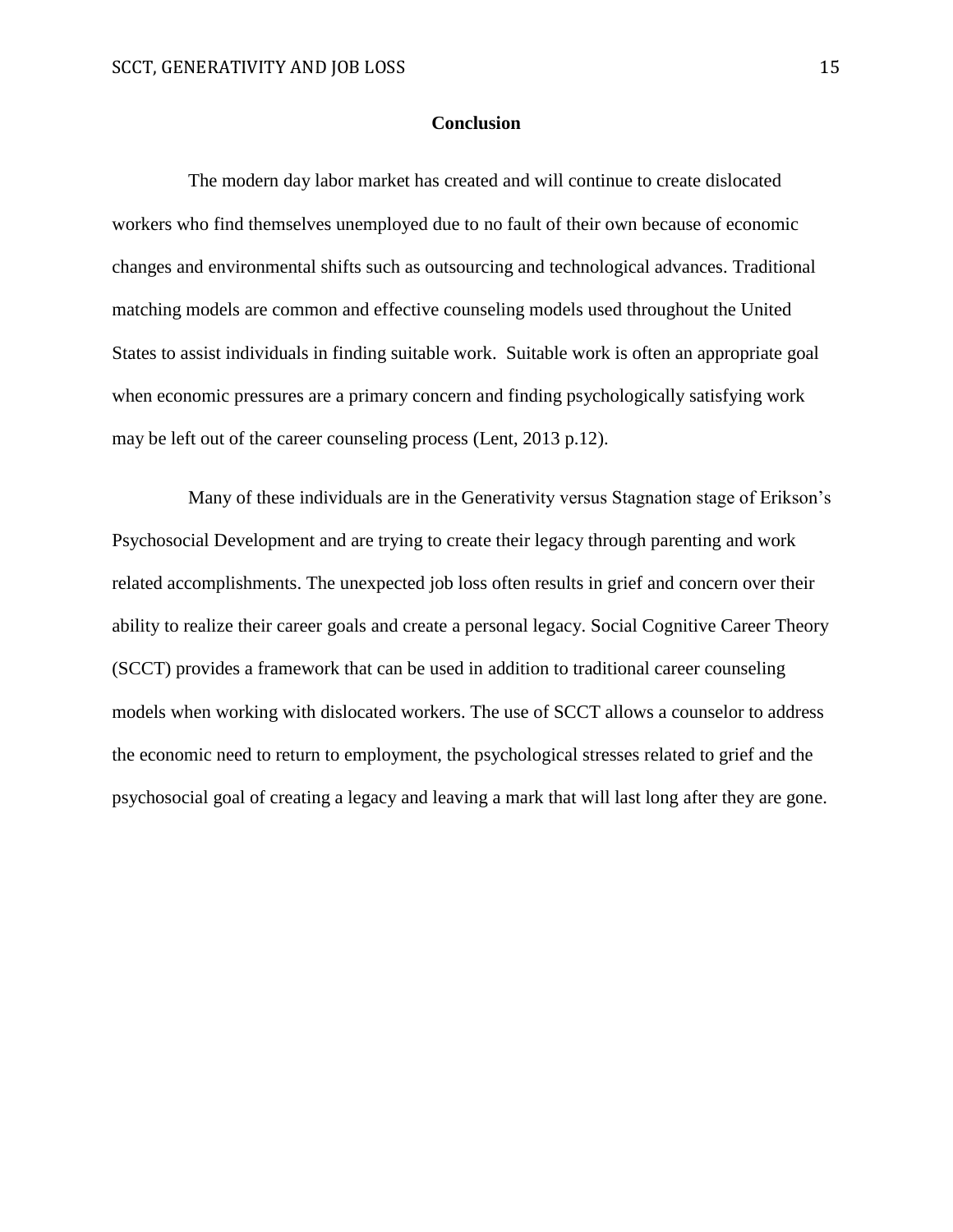## Conclusion

The modern day labor market has created and will continue to create dislocated workers who find themselves unemployed due to no fault of their own because of economic changes and environmental shifts such as outsourcing and technological advances. Traditional matching models are common and effective counseling models used throughout the United States to assist individuals in finding suitable work. Suitable work is often an appropriate goal when economic pressures are a primary concern and finding psychologically satisfying work may be left out of the career counseling process (Lent, 2013 p.12).

Many of these individuals are in the Generativity versus Stagnation stage of Erikson's Psychosocial Development and are trying to create their legacy through parenting and work related accomplishments. The unexpected job loss often results in grief and concern over their ability to realize their career goals and create a personal legacy. Social Cognitive Career Theory (SCCT) provides a framework that can be used in addition to traditional career counseling models when working with dislocated workers. The use of SCCT allows a counselor to address the economic need to return to employment, the psychological stresses related to grief and the psychosocial goal of creating a legacy and leaving a mark that will last long after they are gone.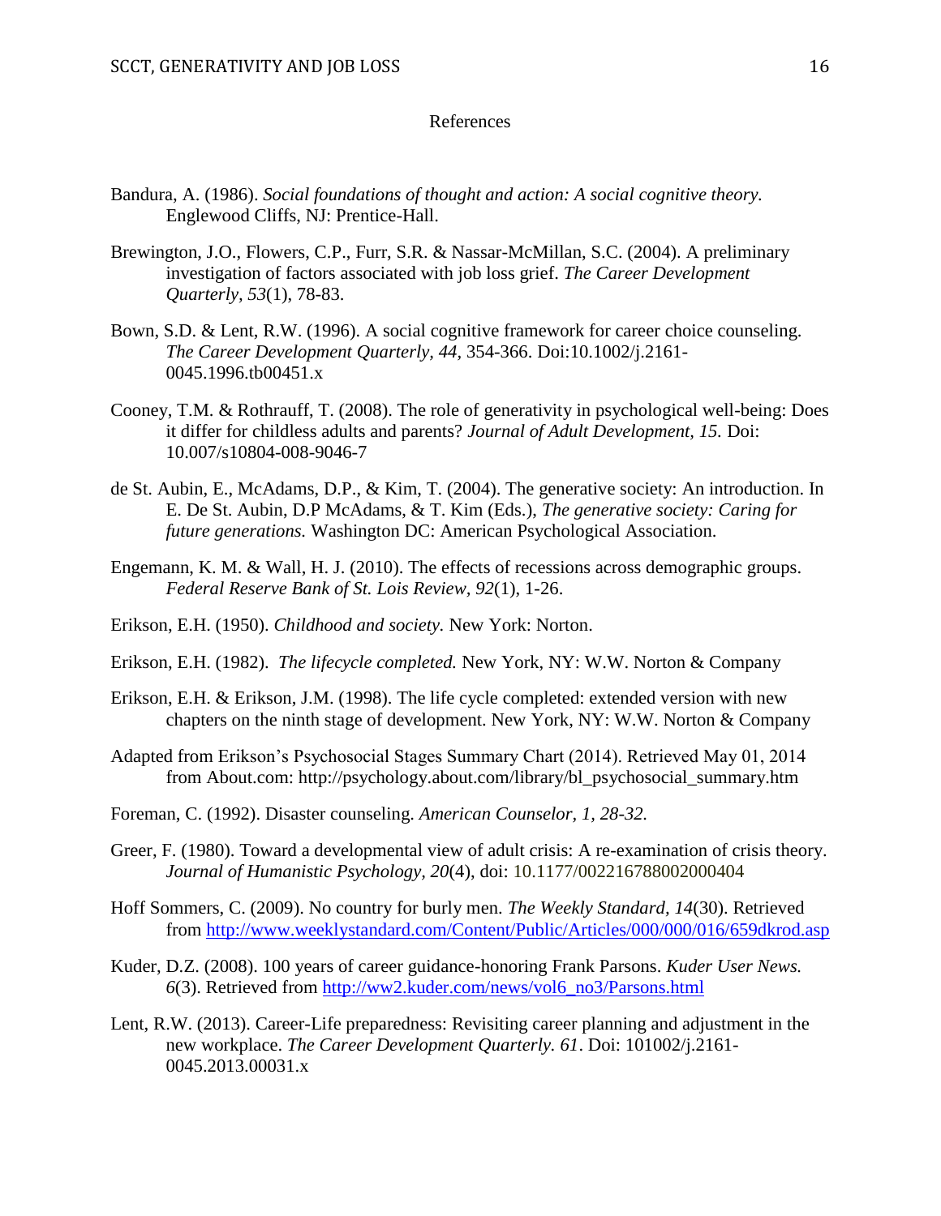# References

Bandura, A. (1986). *Social foundations of thought and action: A social cognitive theory.* Englewood Cliffs, NJ: Prentice-Hall.

Brewington, J.O., Flowers, C.P., Furr, S.R. & Nassar-McMillan, S.C. (2004). A preliminary investigation of factors associated with job loss grief. *The Career Development Quarterly, 53*(1), 78-83.

Bown, S.D. & Lent, R.W. (1996). A social cognitive framework for career choice counseling. *The Career Development Quarterly, 44*, 354-366. Doi:10.1002/j.2161-0045.1996.tb00451.x

Cooney, T.M. & Rothrauff, T. (2008). The role of generativity in psychological well-being: Does it differ for childless adults and parents? *Journal of Adult Development, 15.* Doi: 10.007/s10804-008-9046-7

de St. Aubin, E., McAdams, D.P., & Kim, T. (2004). The generative society: An introduction. In E. De St. Aubin, D.P McAdams, & T. Kim (Eds.), *The generative society: Caring for future generations.* Washington DC: American Psychological Association.

Engemann, K. M. & Wall, H. J. (2010). The effects of recessions across demographic groups. *Federal Reserve Bank of St. Lois Review, 92*(1), 1-26.

Erikson, E.H. (1950). *Childhood and society.* New York: Norton.

Erikson, E.H. (1982). *The lifecycle completed.* New York, NY: W.W. Norton & Company

Erikson, E.H. & Erikson, J.M. (1998). The life cycle completed: extended version with new chapters on the ninth stage of development. New York, NY: W.W. Norton & Company

Adapted from Erikson's Psychosocial Stages Summary Chart (2014). Retrieved May 01, 2014 from About.com: http://psychology.about.com/library/bl_psychosocial_summary.htm

Foreman, C. (1992). Disaster counseling. *American Counselor, 1, 28-32.*

Greer, F. (1980). Toward a developmental view of adult crisis: A re-examination of crisis theory. *Journal of Humanistic Psychology, 20*(4), doi: 10.1177/002216788002000404

Hoff Sommers, C. (2009). No country for burly men. *The Weekly Standard, 14*(30). Retrieved from http://www.weeklystandard.com/Content/Public/Articles/000/000/016/659dkrod.asp

Kuder, D.Z. (2008). 100 years of career guidance-honoring Frank Parsons. *Kuder User News. 6*(3). Retrieved from http://ww2.kuder.com/news/vol6_no3/Parsons.html

Lent, R.W. (2013). Career-Life preparedness: Revisiting career planning and adjustment in the new workplace. *The Career Development Quarterly. 61*. Doi: 101002/j.2161-0045.2013.00031.x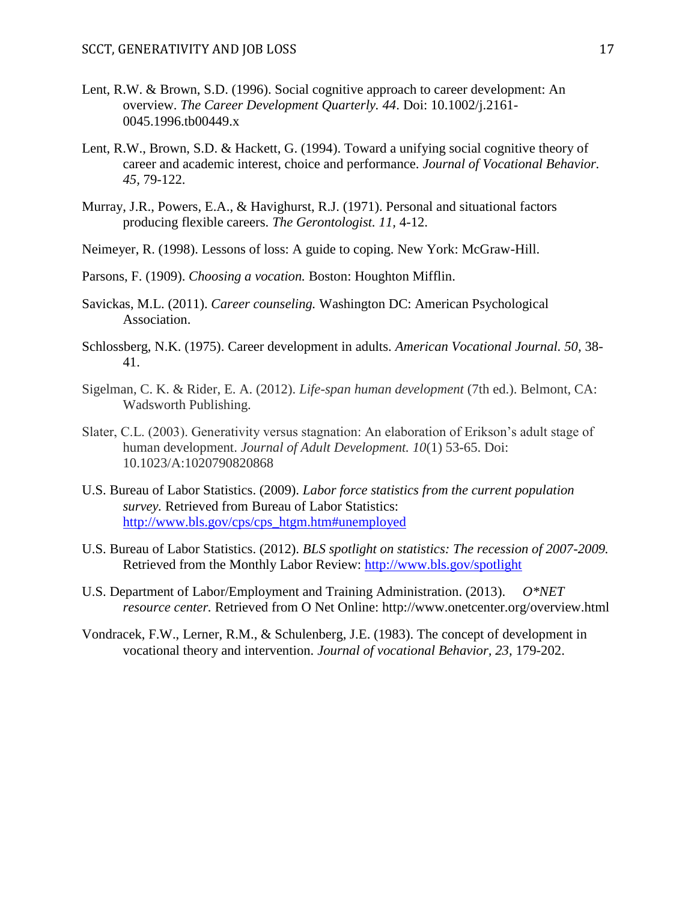Lent, R.W. & Brown, S.D. (1996). Social cognitive approach to career development: An overview. *The Career Development Quarterly. 44*. Doi: 10.1002/j.2161-0045.1996.tb00449.x

Lent, R.W., Brown, S.D. & Hackett, G. (1994). Toward a unifying social cognitive theory of career and academic interest, choice and performance. *Journal of Vocational Behavior. 45*, 79-122.

Murray, J.R., Powers, E.A., & Havighurst, R.J. (1971). Personal and situational factors producing flexible careers. *The Gerontologist. 11*, 4-12.

Neimeyer, R. (1998). Lessons of loss: A guide to coping. New York: McGraw-Hill.

Parsons, F. (1909). *Choosing a vocation.* Boston: Houghton Mifflin.

Savickas, M.L. (2011). *Career counseling.* Washington DC: American Psychological Association.

Schlossberg, N.K. (1975). Career development in adults. *American Vocational Journal. 50,* 38-41.

Sigelman, C. K. & Rider, E. A. (2012). *Life-span human development* (7th ed.). Belmont, CA: Wadsworth Publishing.

Slater, C.L. (2003). Generativity versus stagnation: An elaboration of Erikson's adult stage of human development. *Journal of Adult Development. 10*(1) 53-65. Doi: 10.1023/A:1020790820868

U.S. Bureau of Labor Statistics. (2009). *Labor force statistics from the current population survey.* Retrieved from Bureau of Labor Statistics: http://www.bls.gov/cps/cps_htgm.htm#unemployed

U.S. Bureau of Labor Statistics. (2012). *BLS spotlight on statistics: The recession of 2007-2009.* Retrieved from the Monthly Labor Review: http://www.bls.gov/spotlight

U.S. Department of Labor/Employment and Training Administration. (2013). *O*NET resource center.* Retrieved from O Net Online: http://www.onetcenter.org/overview.html

Vondracek, F.W., Lerner, R.M., & Schulenberg, J.E. (1983). The concept of development in vocational theory and intervention. *Journal of vocational Behavior, 23*, 179-202.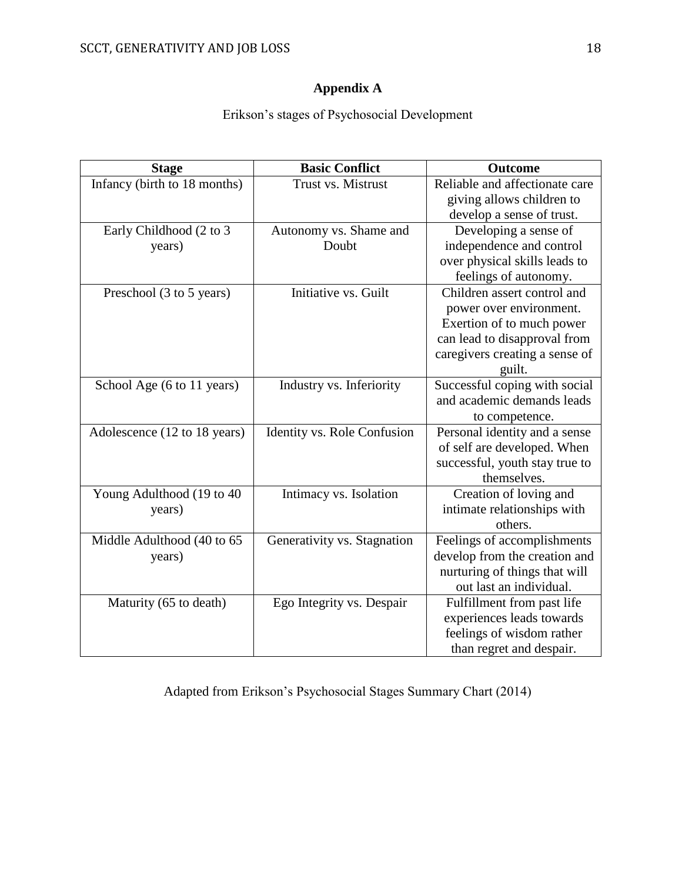# Appendix A

Erikson's stages of Psychosocial Development

| Stage | Basic Conflict | Outcome |
|---|---|---|
| Infancy (birth to 18 months) | Trust vs. Mistrust | Reliable and affectionate care giving allows children to develop a sense of trust. |
| Early Childhood (2 to 3 years) | Autonomy vs. Shame and Doubt | Developing a sense of independence and control over physical skills leads to feelings of autonomy. |
| Preschool (3 to 5 years) | Initiative vs. Guilt | Children assert control and power over environment. Exertion of to much power can lead to disapproval from caregivers creating a sense of guilt. |
| School Age (6 to 11 years) | Industry vs. Inferiority | Successful coping with social and academic demands leads to competence. |
| Adolescence (12 to 18 years) | Identity vs. Role Confusion | Personal identity and a sense of self are developed. When successful, youth stay true to themselves. |
| Young Adulthood (19 to 40 years) | Intimacy vs. Isolation | Creation of loving and intimate relationships with others. |
| Middle Adulthood (40 to 65 years) | Generativity vs. Stagnation | Feelings of accomplishments develop from the creation and nurturing of things that will out last an individual. |
| Maturity (65 to death) | Ego Integrity vs. Despair | Fulfillment from past life experiences leads towards feelings of wisdom rather than regret and despair. |

Adapted from Erikson's Psychosocial Stages Summary Chart (2014)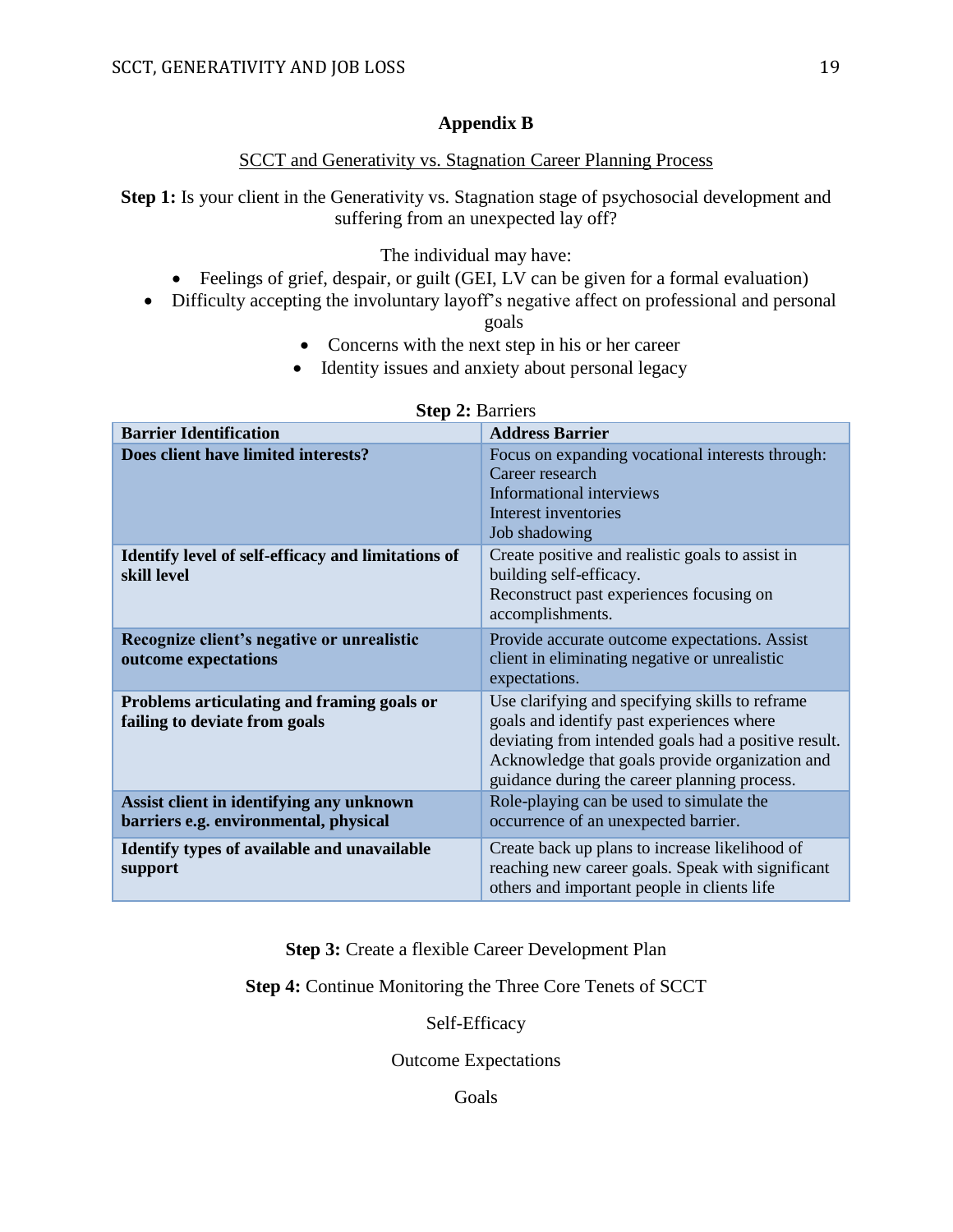## Appendix B

SCCT and Generativity vs. Stagnation Career Planning Process

**Step 1:** Is your client in the Generativity vs. Stagnation stage of psychosocial development and suffering from an unexpected lay off?

The individual may have:

- Feelings of grief, despair, or guilt (GEI, LV can be given for a formal evaluation)
- Difficulty accepting the involuntary layoff's negative affect on professional and personal goals
- Concerns with the next step in his or her career
- Identity issues and anxiety about personal legacy

**Step 2:** Barriers

| Barrier Identification | Address Barrier |
|---|---|
| **Does client have limited interests?** | Focus on expanding vocational interests through:<br>Career research<br>Informational interviews<br>Interest inventories<br>Job shadowing |
| **Identify level of self-efficacy and limitations of skill level** | Create positive and realistic goals to assist in building self-efficacy.<br>Reconstruct past experiences focusing on accomplishments. |
| **Recognize client's negative or unrealistic outcome expectations** | Provide accurate outcome expectations. Assist client in eliminating negative or unrealistic expectations. |
| **Problems articulating and framing goals or failing to deviate from goals** | Use clarifying and specifying skills to reframe goals and identify past experiences where deviating from intended goals had a positive result. Acknowledge that goals provide organization and guidance during the career planning process. |
| **Assist client in identifying any unknown barriers e.g. environmental, physical** | Role-playing can be used to simulate the occurrence of an unexpected barrier. |
| **Identify types of available and unavailable support** | Create back up plans to increase likelihood of reaching new career goals. Speak with significant others and important people in clients life |

**Step 3:** Create a flexible Career Development Plan

**Step 4:** Continue Monitoring the Three Core Tenets of SCCT

Self-Efficacy

Outcome Expectations

Goals